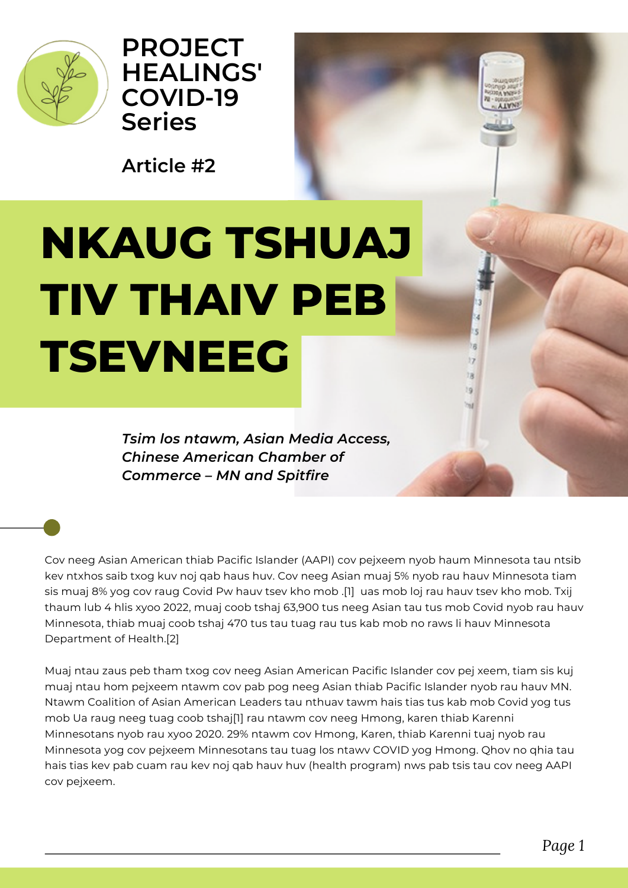PROJECT HEALINGS' COVID-19 Series

Article #2

# NKAUG TSHUAJ TIV THAIV PEB TSEVNEEG

*Tsim los ntawm, Asian Media Access, Chinese American Chamber of Commerce – MN and Spitfire*

Cov neeg Asian American thiab Pacific Islander (AAPI) cov pejxeem nyob haum Minnesota tau ntsib kev ntxhos saib txog kuv noj qab haus huv. Cov neeg Asian muaj 5% nyob rau hauv Minnesota tiam sis muaj 8% yog cov raug Covid Pw hauv tsev kho mob .[1]  uas mob loj rau hauv tsev kho mob. Txij thaum lub 4 hlis xyoo 2022, muaj coob tshaj 63,900 tus neeg Asian tau tus mob Covid nyob rau hauv Minnesota, thiab muaj coob tshaj 470 tus tau tuag rau tus kab mob no raws li hauv Minnesota Department of Health.[2]

Muaj ntau zaus peb tham txog cov neeg Asian American Pacific Islander cov pej xeem, tiam sis kuj muaj ntau hom pejxeem ntawm cov pab pog neeg Asian thiab Pacific Islander nyob rau hauv MN. Ntawm Coalition of Asian American Leaders tau nthuav tawm hais tias tus kab mob Covid yog tus mob Ua raug neeg tuag coob tshaj[1] rau ntawm cov neeg Hmong, karen thiab Karenni Minnesotans nyob rau xyoo 2020. 29% ntawm cov Hmong, Karen, thiab Karenni tuaj nyob rau Minnesota yog cov pejxeem Minnesotans tau tuag los ntawv COVID yog Hmong. Qhov no qhia tau hais tias kev pab cuam rau kev noj qab hauv huv (health program) nws pab tsis tau cov neeg AAPI cov pejxeem.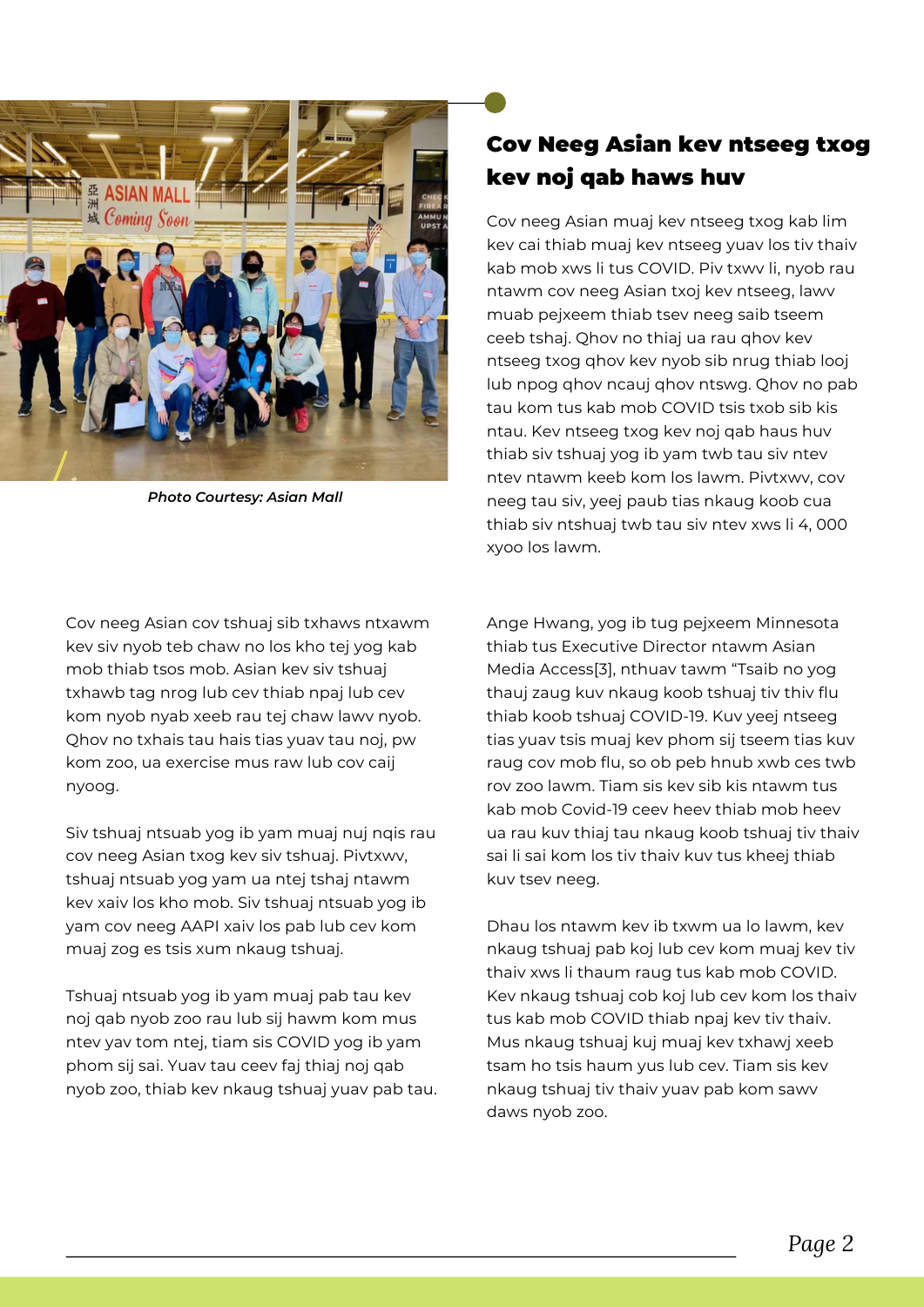## Cov Neeg Asian kev ntseeg txog kev noj qab haws huv

*Photo Courtesy: Asian Mall*

Cov neeg Asian muaj kev ntseeg txog kab lim kev cai thiab muaj kev ntseeg yuav los tiv thaiv kab mob xws li tus COVID. Piv txwv li, nyob rau ntawm cov neeg Asian txoj kev ntseeg, lawv muab pejxeem thiab tsev neeg saib tseem ceeb tshaj. Qhov no thiaj ua rau qhov kev ntseeg txog qhov kev nyob sib nrug thiab looj lub npog qhov ncauj qhov ntswg. Qhov no pab tau kom tus kab mob COVID tsis txob sib kis ntau. Kev ntseeg txog kev noj qab haus huv thiab siv tshuaj yog ib yam twb tau siv ntev ntev ntawm keeb kom los lawm. Pivtxwv, cov neeg tau siv, yeej paub tias nkaug koob cua thiab siv ntshuaj twb tau siv ntev xws li 4, 000 xyoo los lawm.

Cov neeg Asian cov tshuaj sib txhaws ntxawm kev siv nyob teb chaw no los kho tej yog kab mob thiab tsos mob. Asian kev siv tshuaj txhawb tag nrog lub cev thiab npaj lub cev kom nyob nyab xeeb rau tej chaw lawv nyob. Qhov no txhais tau hais tias yuav tau noj, pw kom zoo, ua exercise mus raw lub cov caij nyoog.

Siv tshuaj ntsuab yog ib yam muaj nuj nqis rau cov neeg Asian txog kev siv tshuaj. Pivtxwv, tshuaj ntsuab yog yam ua ntej tshaj ntawm kev xaiv los kho mob. Siv tshuaj ntsuab yog ib yam cov neeg AAPI xaiv los pab lub cev kom muaj zog es tsis xum nkaug tshuaj.

Tshuaj ntsuab yog ib yam muaj pab tau kev noj qab nyob zoo rau lub sij hawm kom mus ntev yav tom ntej, tiam sis COVID yog ib yam phom sij sai. Yuav tau ceev faj thiaj noj qab nyob zoo, thiab kev nkaug tshuaj yuav pab tau.

Ange Hwang, yog ib tug pejxeem Minnesota thiab tus Executive Director ntawm Asian Media Access[3], nthuav tawm "Tsaib no yog thauj zaug kuv nkaug koob tshuaj tiv thiv flu thiab koob tshuaj COVID-19. Kuv yeej ntseeg tias yuav tsis muaj kev phom sij tseem tias kuv raug cov mob flu, so ob peb hnub xwb ces twb rov zoo lawm. Tiam sis kev sib kis ntawm tus kab mob Covid-19 ceev heev thiab mob heev ua rau kuv thiaj tau nkaug koob tshuaj tiv thaiv sai li sai kom los tiv thaiv kuv tus kheej thiab kuv tsev neeg.

Dhau los ntawm kev ib txwm ua lo lawm, kev nkaug tshuaj pab koj lub cev kom muaj kev tiv thaiv xws li thaum raug tus kab mob COVID. Kev nkaug tshuaj cob koj lub cev kom los thaiv tus kab mob COVID thiab npaj kev tiv thaiv. Mus nkaug tshuaj kuj muaj kev txhawj xeeb tsam ho tsis haum yus lub cev. Tiam sis kev nkaug tshuaj tiv thaiv yuav pab kom sawv daws nyob zoo.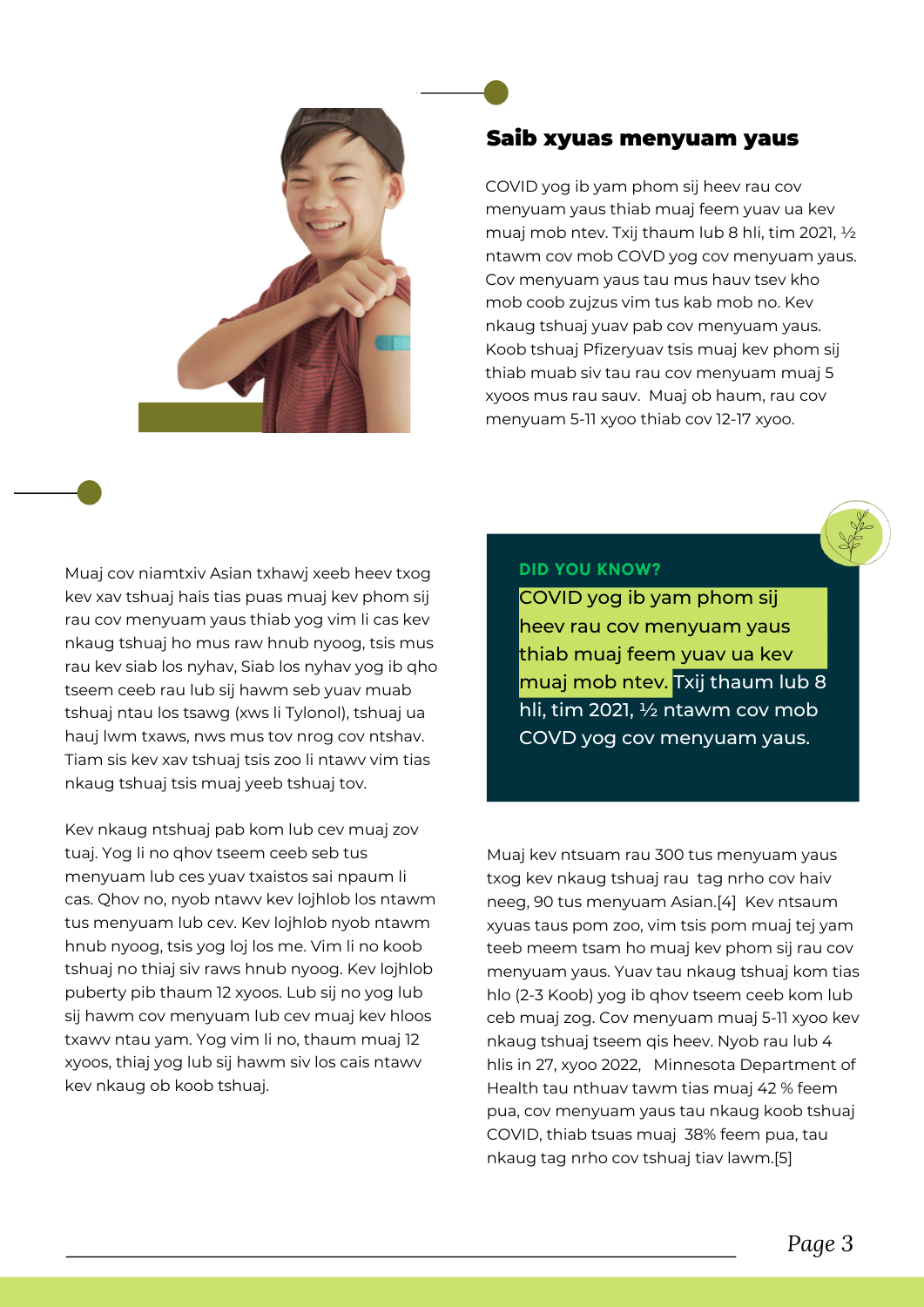## Saib xyuas menyuam yaus

COVID yog ib yam phom sij heev rau cov menyuam yaus thiab muaj feem yuav ua kev muaj mob ntev. Txij thaum lub 8 hli, tim 2021, ½ ntawm cov mob COVD yog cov menyuam yaus. Cov menyuam yaus tau mus hauv tsev kho mob coob zujzus vim tus kab mob no. Kev nkaug tshuaj yuav pab cov menyuam yaus. Koob tshuaj Pfizeryuav tsis muaj kev phom sij thiab muab siv tau rau cov menyuam muaj 5 xyoos mus rau sauv. Muaj ob haum, rau cov menyuam 5-11 xyoo thiab cov 12-17 xyoo.

Muaj cov niamtxiv Asian txhawj xeeb heev txog kev xav tshuaj hais tias puas muaj kev phom sij rau cov menyuam yaus thiab yog vim li cas kev nkaug tshuaj ho mus raw hnub nyoog, tsis mus rau kev siab los nyhav, Siab los nyhav yog ib qho tseem ceeb rau lub sij hawm seb yuav muab tshuaj ntau los tsawg (xws li Tylonol), tshuaj ua hauj lwm txaws, nws mus tov nrog cov ntshav. Tiam sis kev xav tshuaj tsis zoo li ntawv vim tias nkaug tshuaj tsis muaj yeeb tshuaj tov.

Kev nkaug ntshuaj pab kom lub cev muaj zov tuaj. Yog li no qhov tseem ceeb seb tus menyuam lub ces yuav txaistos sai npaum li cas. Qhov no, nyob ntawv kev lojhlob los ntawm tus menyuam lub cev. Kev lojhlob nyob ntawm hnub nyoog, tsis yog loj los me. Vim li no koob tshuaj no thiaj siv raws hnub nyoog. Kev lojhlob puberty pib thaum 12 xyoos. Lub sij no yog lub sij hawm cov menyuam lub cev muaj kev hloos txawv ntau yam. Yog vim li no, thaum muaj 12 xyoos, thiaj yog lub sij hawm siv los cais ntawv kev nkaug ob koob tshuaj.

**DID YOU KNOW?**

COVID yog ib yam phom sij heev rau cov menyuam yaus thiab muaj feem yuav ua kev muaj mob ntev. Txij thaum lub 8 hli, tim 2021, ½ ntawm cov mob COVD yog cov menyuam yaus.

Muaj kev ntsuam rau 300 tus menyuam yaus txog kev nkaug tshuaj rau tag nrho cov haiv neeg, 90 tus menyuam Asian.[4] Kev ntsaum xyuas taus pom zoo, vim tsis pom muaj tej yam teeb meem tsam ho muaj kev phom sij rau cov menyuam yaus. Yuav tau nkaug tshuaj kom tias hlo (2-3 Koob) yog ib qhov tseem ceeb kom lub ceb muaj zog. Cov menyuam muaj 5-11 xyoo kev nkaug tshuaj tseem qis heev. Nyob rau lub 4 hlis in 27, xyoo 2022, Minnesota Department of Health tau nthuav tawm tias muaj 42 % feem pua, cov menyuam yaus tau nkaug koob tshuaj COVID, thiab tsuas muaj 38% feem pua, tau nkaug tag nrho cov tshuaj tiav lawm.[5]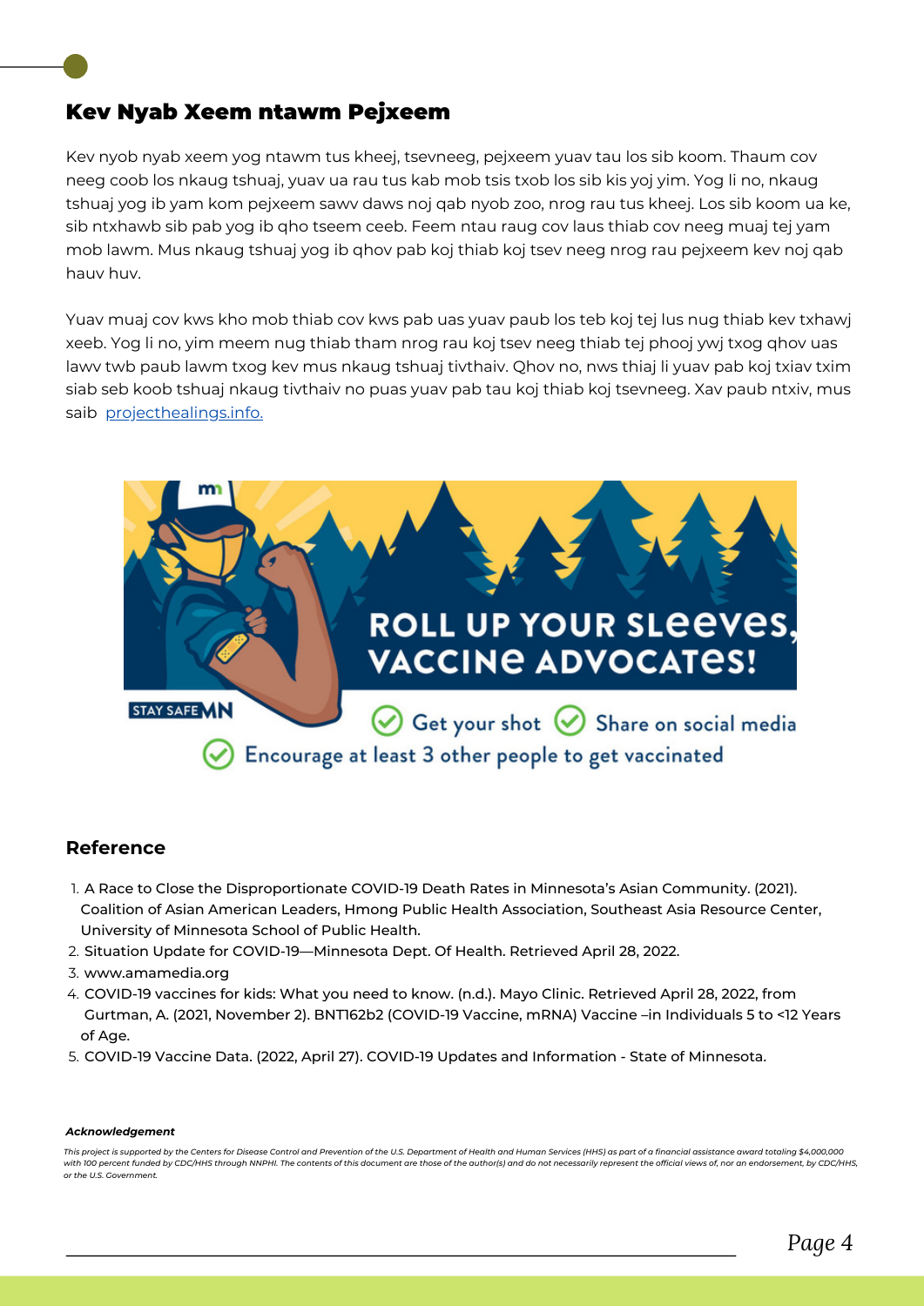## Kev Nyab Xeem ntawm Pejxeem

Kev nyob nyab xeem yog ntawm tus kheej, tsevneeg, pejxeem yuav tau los sib koom. Thaum cov neeg coob los nkaug tshuaj, yuav ua rau tus kab mob tsis txob los sib kis yoj yim. Yog li no, nkaug tshuaj yog ib yam kom pejxeem sawv daws noj qab nyob zoo, nrog rau tus kheej. Los sib koom ua ke, sib ntxhawb sib pab yog ib qho tseem ceeb. Feem ntau raug cov laus thiab cov neeg muaj tej yam mob lawm. Mus nkaug tshuaj yog ib qhov pab koj thiab koj tsev neeg nrog rau pejxeem kev noj qab hauv huv.

Yuav muaj cov kws kho mob thiab cov kws pab uas yuav paub los teb koj tej lus nug thiab kev txhawj xeeb. Yog li no, yim meem nug thiab tham nrog rau koj tsev neeg thiab tej phooj ywj txog qhov uas lawv twb paub lawm txog kev mus nkaug tshuaj tivthaiv. Qhov no, nws thiaj li yuav pab koj txiav txim siab seb koob tshuaj nkaug tivthaiv no puas yuav pab tau koj thiab koj tsevneeg. Xav paub ntxiv, mus saib [projecthealings.info.](projecthealings.info)

ROLL UP YOUR SLEEVES, VACCINE ADVOCATES!

STAY SAFE MN

Get your shot

Share on social media

Encourage at least 3 other people to get vaccinated

### Reference

1. A Race to Close the Disproportionate COVID-19 Death Rates in Minnesota's Asian Community. (2021). Coalition of Asian American Leaders, Hmong Public Health Association, Southeast Asia Resource Center, University of Minnesota School of Public Health.
2. Situation Update for COVID-19—Minnesota Dept. Of Health. Retrieved April 28, 2022.
3. www.amamedia.org
4. COVID-19 vaccines for kids: What you need to know. (n.d.). Mayo Clinic. Retrieved April 28, 2022, from Gurtman, A. (2021, November 2). BNT162b2 (COVID-19 Vaccine, mRNA) Vaccine –in Individuals 5 to <12 Years of Age.
5. COVID-19 Vaccine Data. (2022, April 27). COVID-19 Updates and Information - State of Minnesota.

***Acknowledgement***

*This project is supported by the Centers for Disease Control and Prevention of the U.S. Department of Health and Human Services (HHS) as part of a financial assistance award totaling $4,000,000 with 100 percent funded by CDC/HHS through NNPHI. The contents of this document are those of the author(s) and do not necessarily represent the official views of, nor an endorsement, by CDC/HHS, or the U.S. Government.*